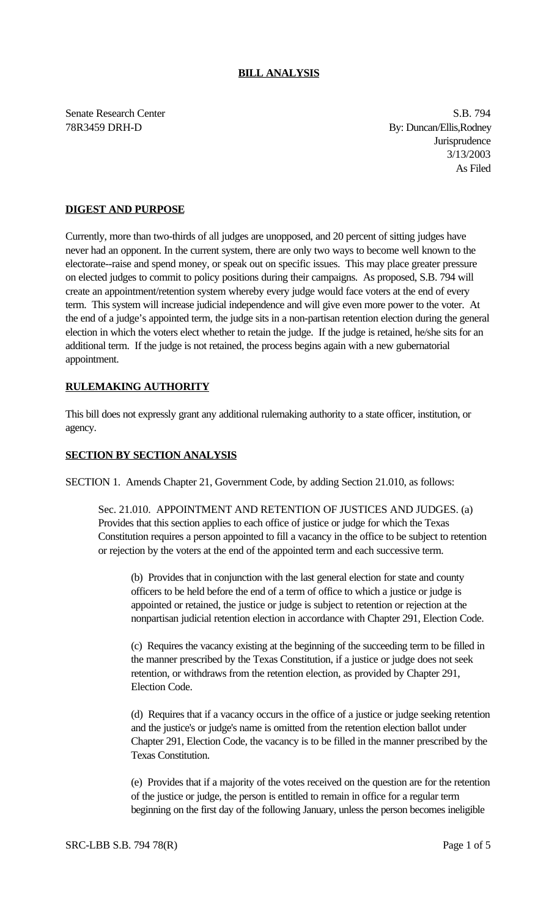## BILL ANALYSIS

Senate Research Center
78R3459 DRH-D

S.B. 794
By: Duncan/Ellis,Rodney
Jurisprudence
3/13/2003
As Filed

## DIGEST AND PURPOSE

Currently, more than two-thirds of all judges are unopposed, and 20 percent of sitting judges have never had an opponent. In the current system, there are only two ways to become well known to the electorate--raise and spend money, or speak out on specific issues. This may place greater pressure on elected judges to commit to policy positions during their campaigns. As proposed, S.B. 794 will create an appointment/retention system whereby every judge would face voters at the end of every term. This system will increase judicial independence and will give even more power to the voter. At the end of a judge's appointed term, the judge sits in a non-partisan retention election during the general election in which the voters elect whether to retain the judge. If the judge is retained, he/she sits for an additional term. If the judge is not retained, the process begins again with a new gubernatorial appointment.

## RULEMAKING AUTHORITY

This bill does not expressly grant any additional rulemaking authority to a state officer, institution, or agency.

## SECTION BY SECTION ANALYSIS

SECTION 1. Amends Chapter 21, Government Code, by adding Section 21.010, as follows:

Sec. 21.010. APPOINTMENT AND RETENTION OF JUSTICES AND JUDGES. (a) Provides that this section applies to each office of justice or judge for which the Texas Constitution requires a person appointed to fill a vacancy in the office to be subject to retention or rejection by the voters at the end of the appointed term and each successive term.

(b) Provides that in conjunction with the last general election for state and county officers to be held before the end of a term of office to which a justice or judge is appointed or retained, the justice or judge is subject to retention or rejection at the nonpartisan judicial retention election in accordance with Chapter 291, Election Code.

(c) Requires the vacancy existing at the beginning of the succeeding term to be filled in the manner prescribed by the Texas Constitution, if a justice or judge does not seek retention, or withdraws from the retention election, as provided by Chapter 291, Election Code.

(d) Requires that if a vacancy occurs in the office of a justice or judge seeking retention and the justice's or judge's name is omitted from the retention election ballot under Chapter 291, Election Code, the vacancy is to be filled in the manner prescribed by the Texas Constitution.

(e) Provides that if a majority of the votes received on the question are for the retention of the justice or judge, the person is entitled to remain in office for a regular term beginning on the first day of the following January, unless the person becomes ineligible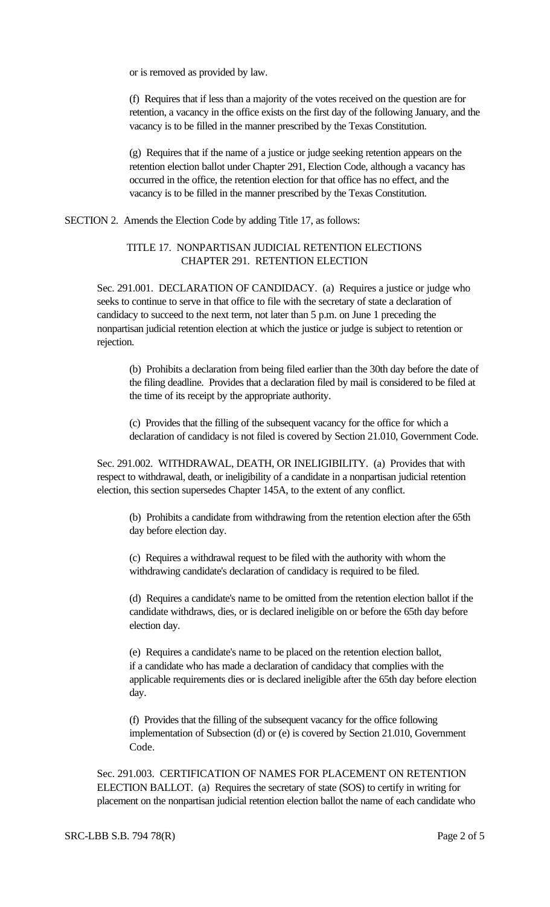or is removed as provided by law.

(f) Requires that if less than a majority of the votes received on the question are for retention, a vacancy in the office exists on the first day of the following January, and the vacancy is to be filled in the manner prescribed by the Texas Constitution.

(g) Requires that if the name of a justice or judge seeking retention appears on the retention election ballot under Chapter 291, Election Code, although a vacancy has occurred in the office, the retention election for that office has no effect, and the vacancy is to be filled in the manner prescribed by the Texas Constitution.

SECTION 2. Amends the Election Code by adding Title 17, as follows:

TITLE 17. NONPARTISAN JUDICIAL RETENTION ELECTIONS
CHAPTER 291. RETENTION ELECTION

Sec. 291.001. DECLARATION OF CANDIDACY. (a) Requires a justice or judge who seeks to continue to serve in that office to file with the secretary of state a declaration of candidacy to succeed to the next term, not later than 5 p.m. on June 1 preceding the nonpartisan judicial retention election at which the justice or judge is subject to retention or rejection.

(b) Prohibits a declaration from being filed earlier than the 30th day before the date of the filing deadline. Provides that a declaration filed by mail is considered to be filed at the time of its receipt by the appropriate authority.

(c) Provides that the filling of the subsequent vacancy for the office for which a declaration of candidacy is not filed is covered by Section 21.010, Government Code.

Sec. 291.002. WITHDRAWAL, DEATH, OR INELIGIBILITY. (a) Provides that with respect to withdrawal, death, or ineligibility of a candidate in a nonpartisan judicial retention election, this section supersedes Chapter 145A, to the extent of any conflict.

(b) Prohibits a candidate from withdrawing from the retention election after the 65th day before election day.

(c) Requires a withdrawal request to be filed with the authority with whom the withdrawing candidate's declaration of candidacy is required to be filed.

(d) Requires a candidate's name to be omitted from the retention election ballot if the candidate withdraws, dies, or is declared ineligible on or before the 65th day before election day.

(e) Requires a candidate's name to be placed on the retention election ballot, if a candidate who has made a declaration of candidacy that complies with the applicable requirements dies or is declared ineligible after the 65th day before election day.

(f) Provides that the filling of the subsequent vacancy for the office following implementation of Subsection (d) or (e) is covered by Section 21.010, Government Code.

Sec. 291.003. CERTIFICATION OF NAMES FOR PLACEMENT ON RETENTION ELECTION BALLOT. (a) Requires the secretary of state (SOS) to certify in writing for placement on the nonpartisan judicial retention election ballot the name of each candidate who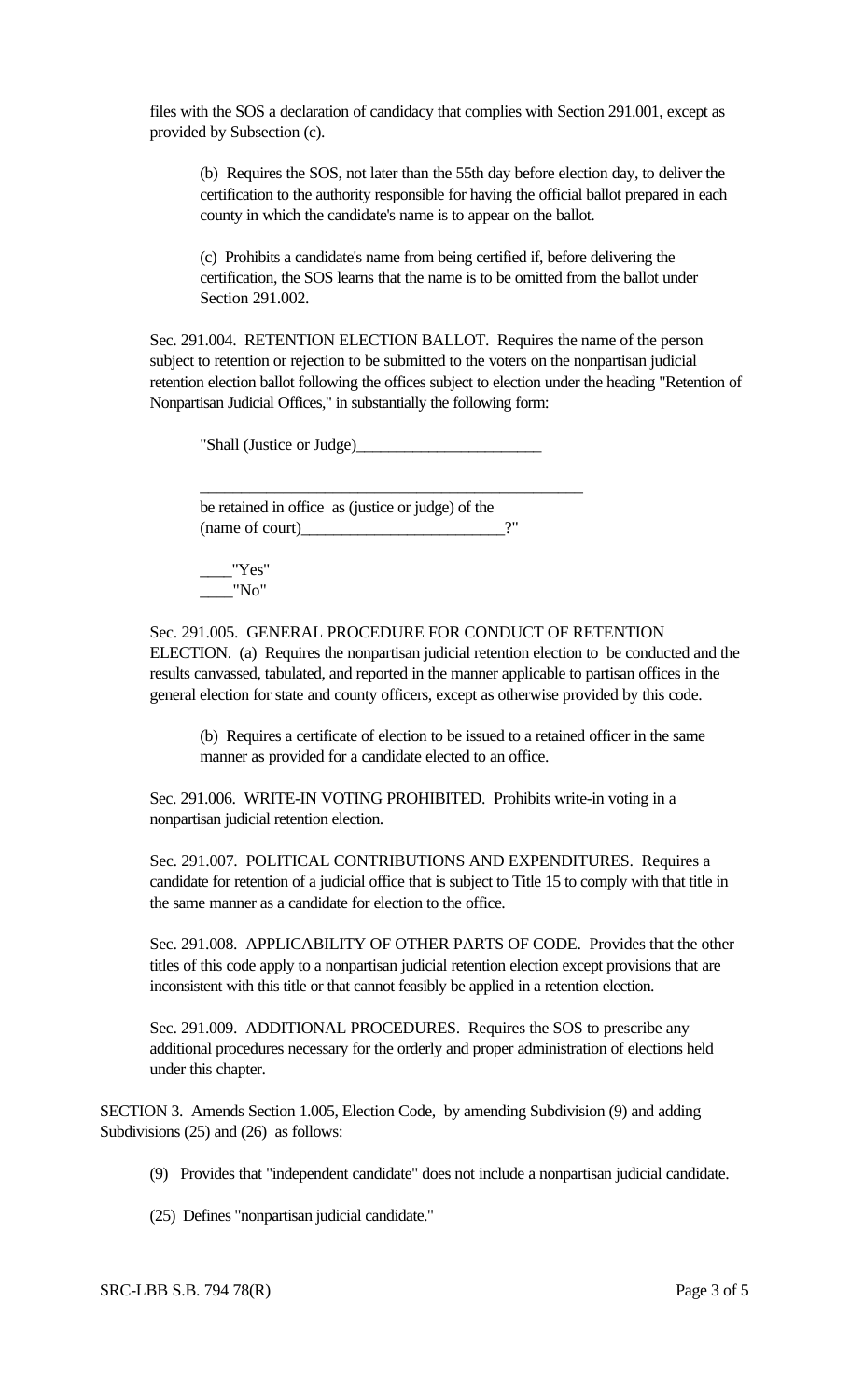files with the SOS a declaration of candidacy that complies with Section 291.001, except as provided by Subsection (c).

(b) Requires the SOS, not later than the 55th day before election day, to deliver the certification to the authority responsible for having the official ballot prepared in each county in which the candidate's name is to appear on the ballot.

(c) Prohibits a candidate's name from being certified if, before delivering the certification, the SOS learns that the name is to be omitted from the ballot under Section 291.002.

Sec. 291.004. RETENTION ELECTION BALLOT. Requires the name of the person subject to retention or rejection to be submitted to the voters on the nonpartisan judicial retention election ballot following the offices subject to election under the heading "Retention of Nonpartisan Judicial Offices," in substantially the following form:

"Shall (Justice or Judge)_______________________

________________________________________________
be retained in office as (justice or judge) of the
(name of court)_________________________?"

____"Yes"
____"No"

Sec. 291.005. GENERAL PROCEDURE FOR CONDUCT OF RETENTION ELECTION. (a) Requires the nonpartisan judicial retention election to be conducted and the results canvassed, tabulated, and reported in the manner applicable to partisan offices in the general election for state and county officers, except as otherwise provided by this code.

(b) Requires a certificate of election to be issued to a retained officer in the same manner as provided for a candidate elected to an office.

Sec. 291.006. WRITE-IN VOTING PROHIBITED. Prohibits write-in voting in a nonpartisan judicial retention election.

Sec. 291.007. POLITICAL CONTRIBUTIONS AND EXPENDITURES. Requires a candidate for retention of a judicial office that is subject to Title 15 to comply with that title in the same manner as a candidate for election to the office.

Sec. 291.008. APPLICABILITY OF OTHER PARTS OF CODE. Provides that the other titles of this code apply to a nonpartisan judicial retention election except provisions that are inconsistent with this title or that cannot feasibly be applied in a retention election.

Sec. 291.009. ADDITIONAL PROCEDURES. Requires the SOS to prescribe any additional procedures necessary for the orderly and proper administration of elections held under this chapter.

SECTION 3. Amends Section 1.005, Election Code, by amending Subdivision (9) and adding Subdivisions (25) and (26) as follows:

(9) Provides that "independent candidate" does not include a nonpartisan judicial candidate.

(25) Defines "nonpartisan judicial candidate."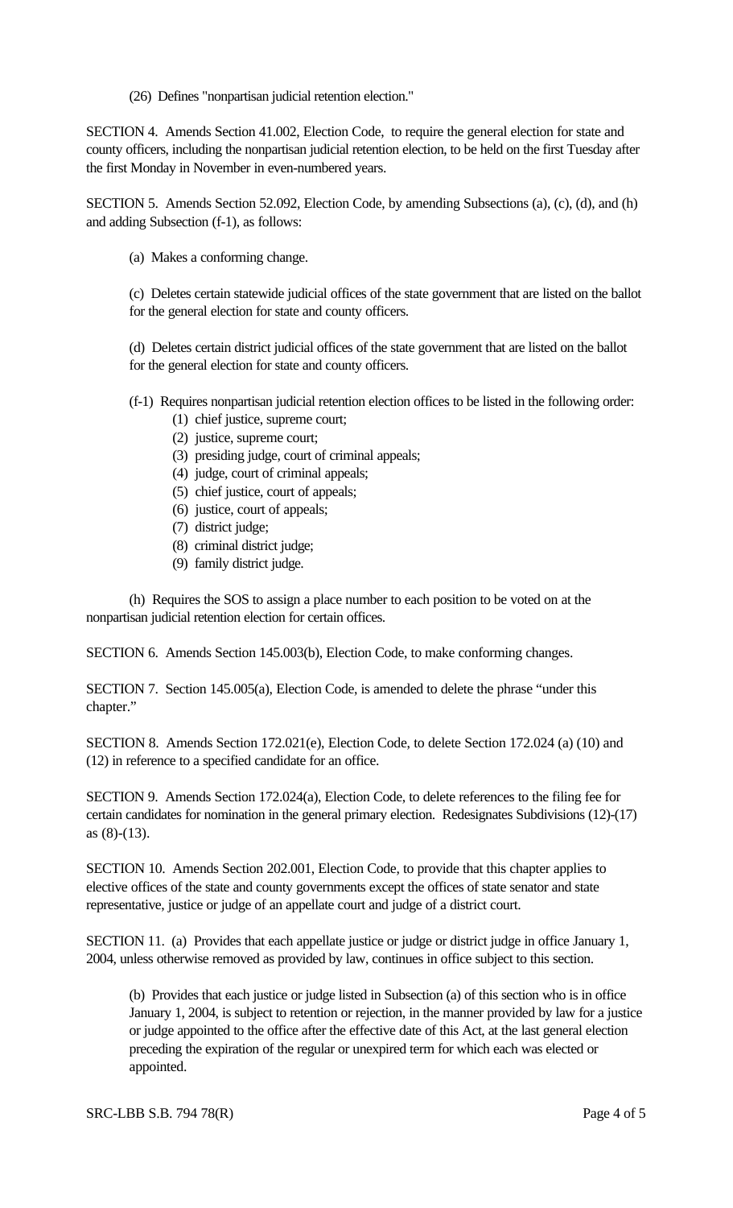(26) Defines "nonpartisan judicial retention election."

SECTION 4. Amends Section 41.002, Election Code, to require the general election for state and county officers, including the nonpartisan judicial retention election, to be held on the first Tuesday after the first Monday in November in even-numbered years.

SECTION 5. Amends Section 52.092, Election Code, by amending Subsections (a), (c), (d), and (h) and adding Subsection (f-1), as follows:

(a) Makes a conforming change.

(c) Deletes certain statewide judicial offices of the state government that are listed on the ballot for the general election for state and county officers.

(d) Deletes certain district judicial offices of the state government that are listed on the ballot for the general election for state and county officers.

(f-1) Requires nonpartisan judicial retention election offices to be listed in the following order:

(1) chief justice, supreme court;
(2) justice, supreme court;
(3) presiding judge, court of criminal appeals;
(4) judge, court of criminal appeals;
(5) chief justice, court of appeals;
(6) justice, court of appeals;
(7) district judge;
(8) criminal district judge;
(9) family district judge.

(h) Requires the SOS to assign a place number to each position to be voted on at the nonpartisan judicial retention election for certain offices.

SECTION 6. Amends Section 145.003(b), Election Code, to make conforming changes.

SECTION 7. Section 145.005(a), Election Code, is amended to delete the phrase "under this chapter."

SECTION 8. Amends Section 172.021(e), Election Code, to delete Section 172.024 (a) (10) and (12) in reference to a specified candidate for an office.

SECTION 9. Amends Section 172.024(a), Election Code, to delete references to the filing fee for certain candidates for nomination in the general primary election. Redesignates Subdivisions (12)-(17) as (8)-(13).

SECTION 10. Amends Section 202.001, Election Code, to provide that this chapter applies to elective offices of the state and county governments except the offices of state senator and state representative, justice or judge of an appellate court and judge of a district court.

SECTION 11. (a) Provides that each appellate justice or judge or district judge in office January 1, 2004, unless otherwise removed as provided by law, continues in office subject to this section.

(b) Provides that each justice or judge listed in Subsection (a) of this section who is in office January 1, 2004, is subject to retention or rejection, in the manner provided by law for a justice or judge appointed to the office after the effective date of this Act, at the last general election preceding the expiration of the regular or unexpired term for which each was elected or appointed.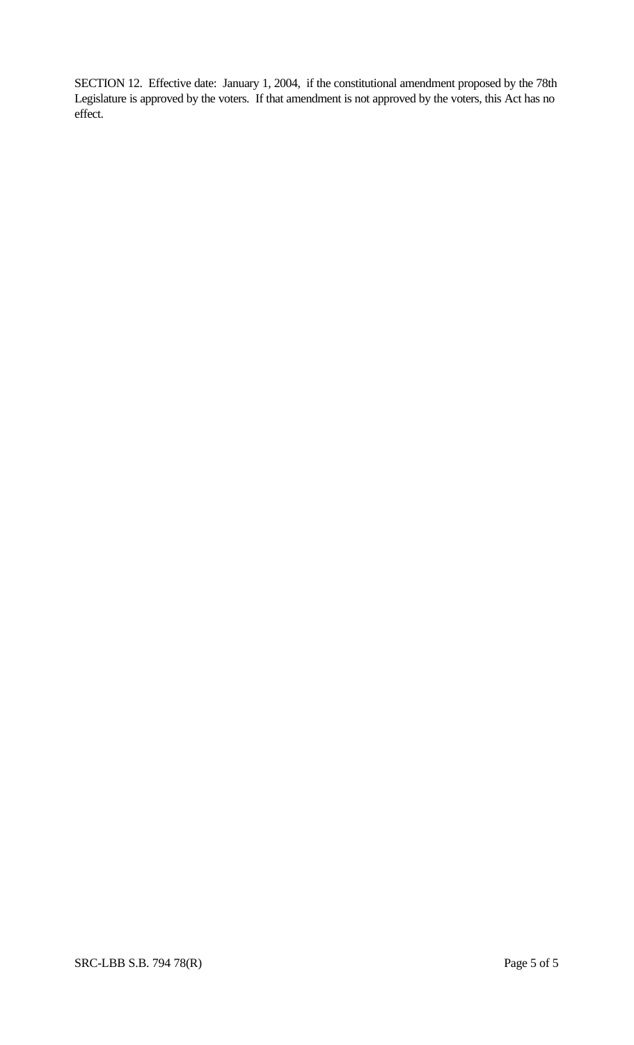SECTION 12. Effective date: January 1, 2004, if the constitutional amendment proposed by the 78th Legislature is approved by the voters. If that amendment is not approved by the voters, this Act has no effect.